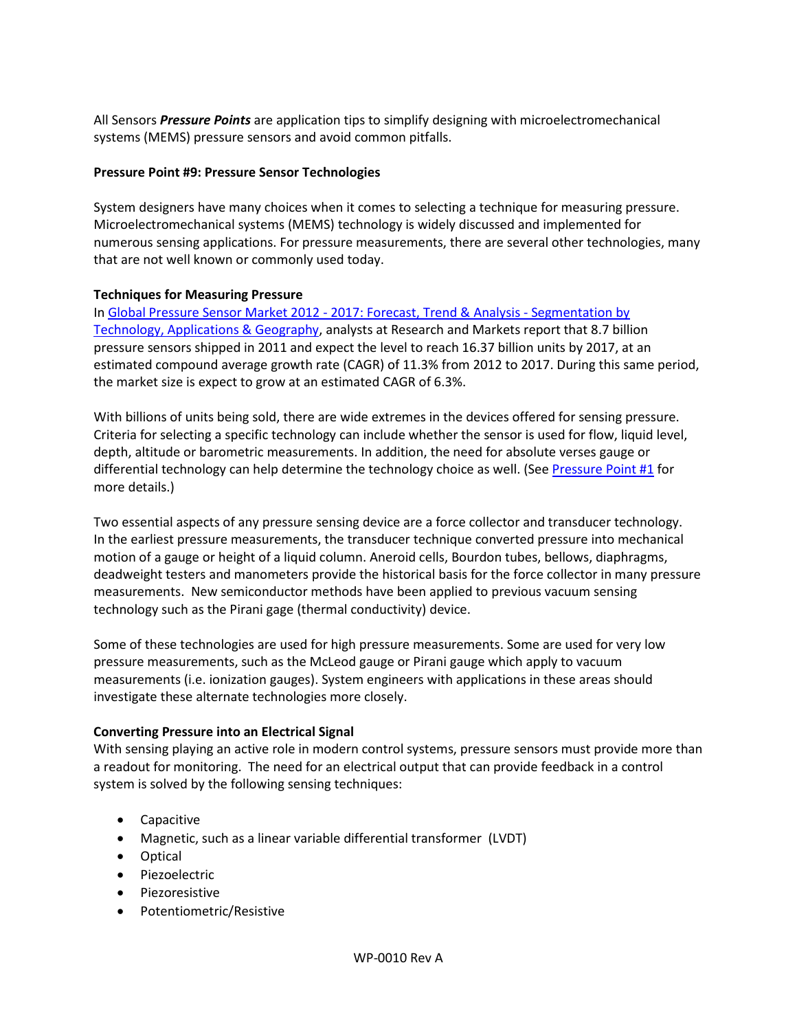All Sensors ***Pressure Points*** are application tips to simplify designing with microelectromechanical systems (MEMS) pressure sensors and avoid common pitfalls.

**Pressure Point #9: Pressure Sensor Technologies**

System designers have many choices when it comes to selecting a technique for measuring pressure. Microelectromechanical systems (MEMS) technology is widely discussed and implemented for numerous sensing applications. For pressure measurements, there are several other technologies, many that are not well known or commonly used today.

**Techniques for Measuring Pressure**

In Global Pressure Sensor Market 2012 - 2017: Forecast, Trend & Analysis - Segmentation by Technology, Applications & Geography, analysts at Research and Markets report that 8.7 billion pressure sensors shipped in 2011 and expect the level to reach 16.37 billion units by 2017, at an estimated compound average growth rate (CAGR) of 11.3% from 2012 to 2017. During this same period, the market size is expect to grow at an estimated CAGR of 6.3%.

With billions of units being sold, there are wide extremes in the devices offered for sensing pressure. Criteria for selecting a specific technology can include whether the sensor is used for flow, liquid level, depth, altitude or barometric measurements. In addition, the need for absolute verses gauge or differential technology can help determine the technology choice as well. (See Pressure Point #1 for more details.)

Two essential aspects of any pressure sensing device are a force collector and transducer technology. In the earliest pressure measurements, the transducer technique converted pressure into mechanical motion of a gauge or height of a liquid column. Aneroid cells, Bourdon tubes, bellows, diaphragms, deadweight testers and manometers provide the historical basis for the force collector in many pressure measurements. New semiconductor methods have been applied to previous vacuum sensing technology such as the Pirani gage (thermal conductivity) device.

Some of these technologies are used for high pressure measurements. Some are used for very low pressure measurements, such as the McLeod gauge or Pirani gauge which apply to vacuum measurements (i.e. ionization gauges). System engineers with applications in these areas should investigate these alternate technologies more closely.

**Converting Pressure into an Electrical Signal**

With sensing playing an active role in modern control systems, pressure sensors must provide more than a readout for monitoring. The need for an electrical output that can provide feedback in a control system is solved by the following sensing techniques:

- Capacitive
- Magnetic, such as a linear variable differential transformer (LVDT)
- Optical
- Piezoelectric
- Piezoresistive
- Potentiometric/Resistive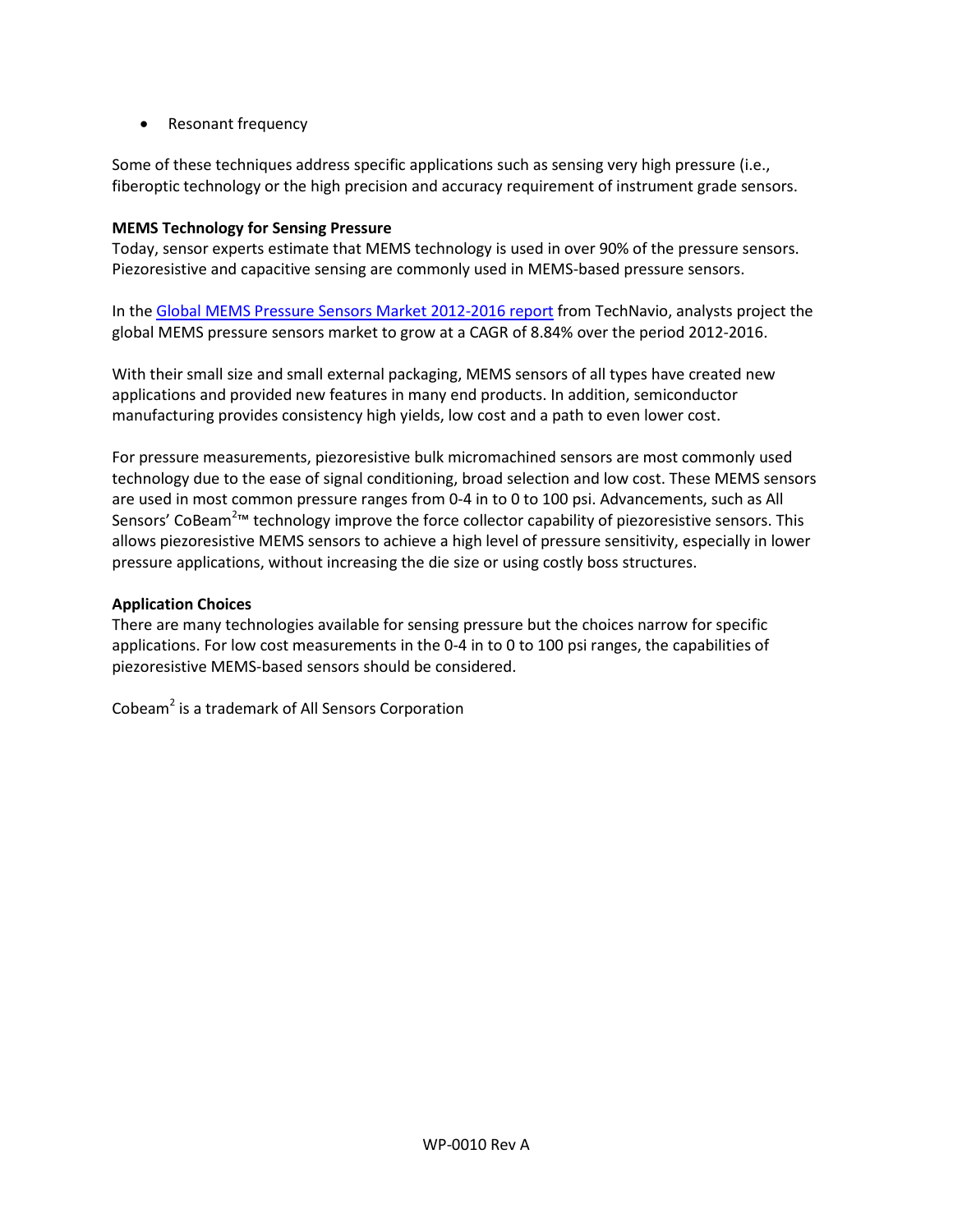- Resonant frequency

Some of these techniques address specific applications such as sensing very high pressure (i.e., fiberoptic technology or the high precision and accuracy requirement of instrument grade sensors.

**MEMS Technology for Sensing Pressure**
Today, sensor experts estimate that MEMS technology is used in over 90% of the pressure sensors. Piezoresistive and capacitive sensing are commonly used in MEMS-based pressure sensors.

In the [Global MEMS Pressure Sensors Market 2012-2016 report]() from TechNavio, analysts project the global MEMS pressure sensors market to grow at a CAGR of 8.84% over the period 2012-2016.

With their small size and small external packaging, MEMS sensors of all types have created new applications and provided new features in many end products. In addition, semiconductor manufacturing provides consistency high yields, low cost and a path to even lower cost.

For pressure measurements, piezoresistive bulk micromachined sensors are most commonly used technology due to the ease of signal conditioning, broad selection and low cost. These MEMS sensors are used in most common pressure ranges from 0-4 in to 0 to 100 psi. Advancements, such as All Sensors' CoBeam$^{2}$™ technology improve the force collector capability of piezoresistive sensors. This allows piezoresistive MEMS sensors to achieve a high level of pressure sensitivity, especially in lower pressure applications, without increasing the die size or using costly boss structures.

**Application Choices**
There are many technologies available for sensing pressure but the choices narrow for specific applications. For low cost measurements in the 0-4 in to 0 to 100 psi ranges, the capabilities of piezoresistive MEMS-based sensors should be considered.

Cobeam$^{2}$ is a trademark of All Sensors Corporation

WP-0010 Rev A